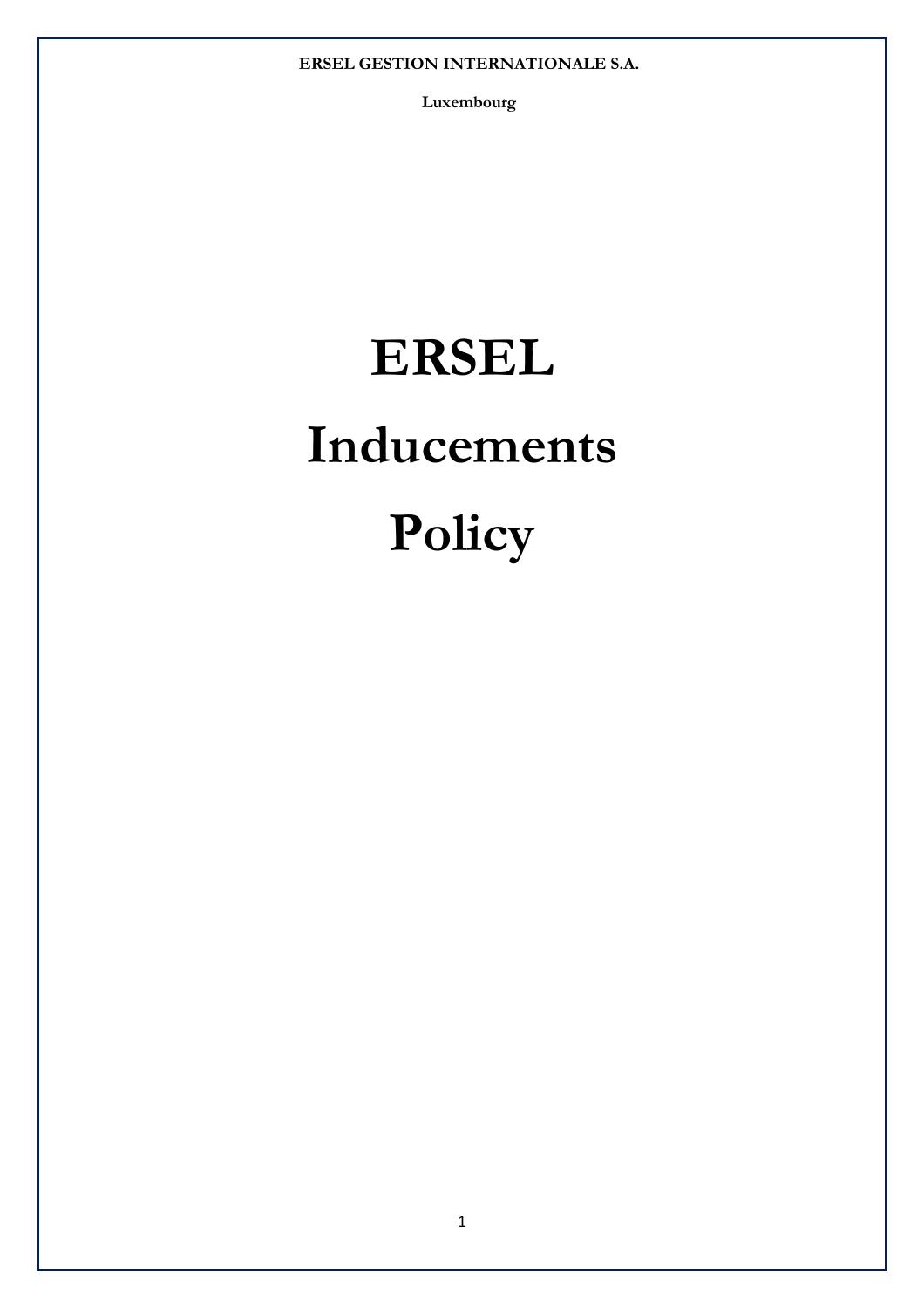**ERSEL GESTION INTERNATIONALE S.A.**

**Luxembourg**

# ERSEL

# Inducements

# Policy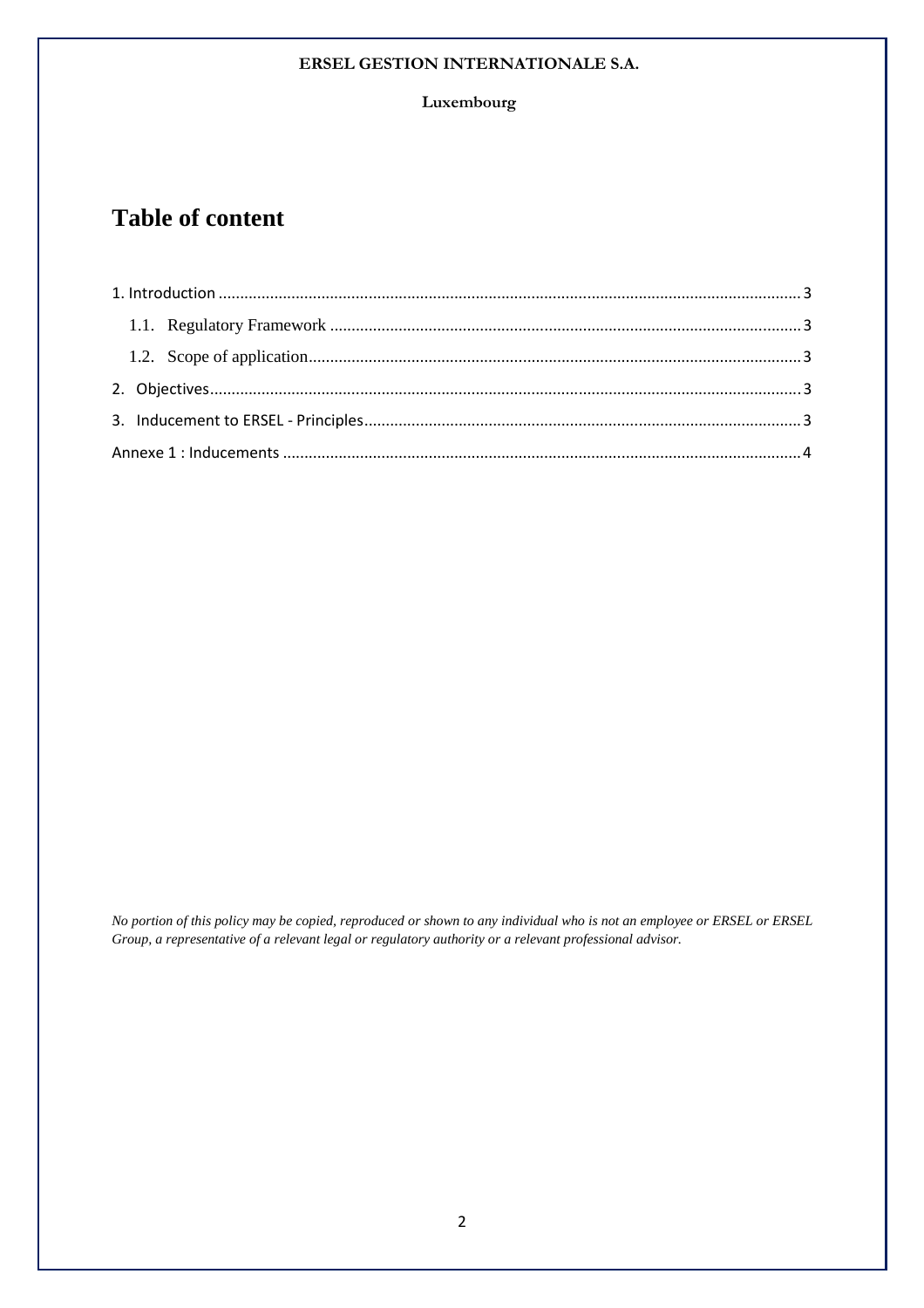# Table of content

1. Introduction .......... 3
   - 1.1. Regulatory Framework .......... 3
   - 1.2. Scope of application .......... 3
2. Objectives .......... 3
3. Inducement to ERSEL - Principles .......... 3

Annexe 1 : Inducements .......... 4

*No portion of this policy may be copied, reproduced or shown to any individual who is not an employee or ERSEL or ERSEL Group, a representative of a relevant legal or regulatory authority or a relevant professional advisor.*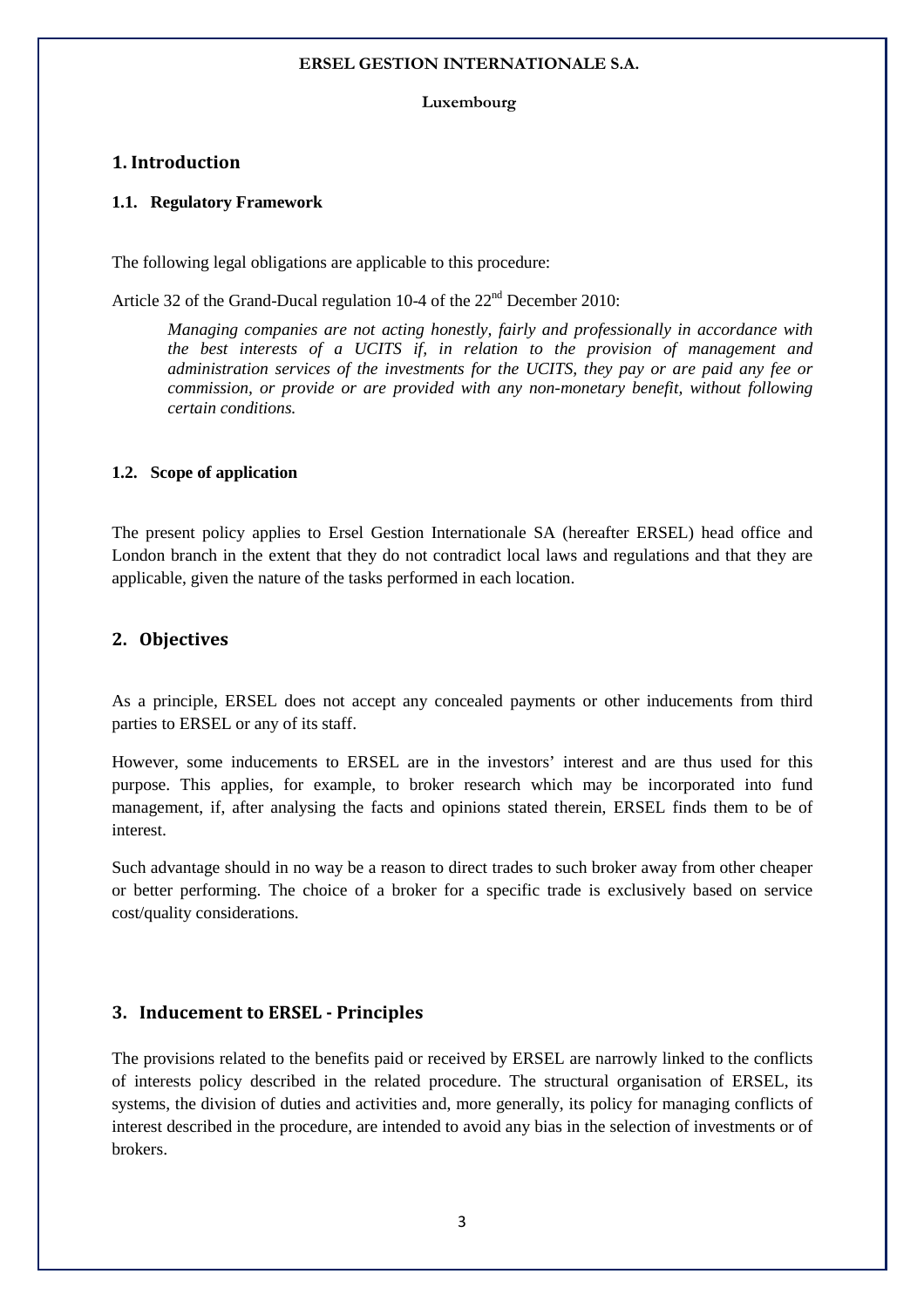**ERSEL GESTION INTERNATIONALE S.A.**

**Luxembourg**

# 1. Introduction

### 1.1. Regulatory Framework

The following legal obligations are applicable to this procedure:

Article 32 of the Grand-Ducal regulation 10-4 of the 22nd December 2010:

> *Managing companies are not acting honestly, fairly and professionally in accordance with the best interests of a UCITS if, in relation to the provision of management and administration services of the investments for the UCITS, they pay or are paid any fee or commission, or provide or are provided with any non-monetary benefit, without following certain conditions.*

### 1.2. Scope of application

The present policy applies to Ersel Gestion Internationale SA (hereafter ERSEL) head office and London branch in the extent that they do not contradict local laws and regulations and that they are applicable, given the nature of the tasks performed in each location.

# 2. Objectives

As a principle, ERSEL does not accept any concealed payments or other inducements from third parties to ERSEL or any of its staff.

However, some inducements to ERSEL are in the investors' interest and are thus used for this purpose. This applies, for example, to broker research which may be incorporated into fund management, if, after analysing the facts and opinions stated therein, ERSEL finds them to be of interest.

Such advantage should in no way be a reason to direct trades to such broker away from other cheaper or better performing. The choice of a broker for a specific trade is exclusively based on service cost/quality considerations.

# 3. Inducement to ERSEL - Principles

The provisions related to the benefits paid or received by ERSEL are narrowly linked to the conflicts of interests policy described in the related procedure. The structural organisation of ERSEL, its systems, the division of duties and activities and, more generally, its policy for managing conflicts of interest described in the procedure, are intended to avoid any bias in the selection of investments or of brokers.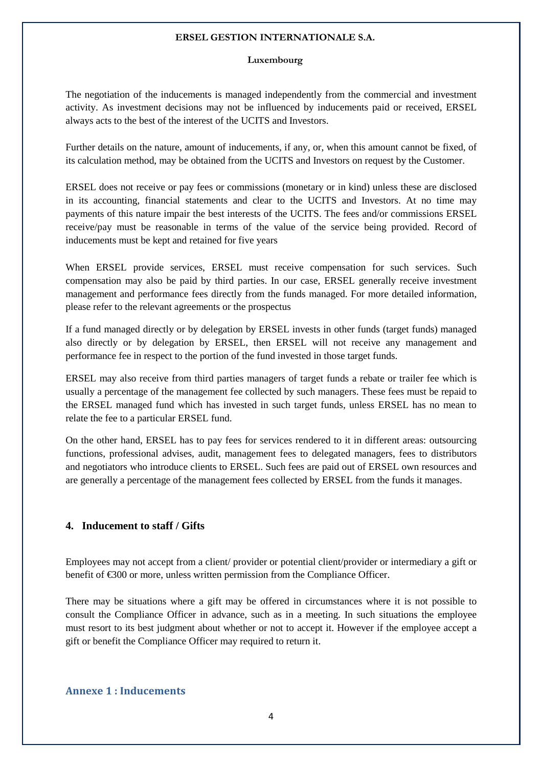The negotiation of the inducements is managed independently from the commercial and investment activity. As investment decisions may not be influenced by inducements paid or received, ERSEL always acts to the best of the interest of the UCITS and Investors.

Further details on the nature, amount of inducements, if any, or, when this amount cannot be fixed, of its calculation method, may be obtained from the UCITS and Investors on request by the Customer.

ERSEL does not receive or pay fees or commissions (monetary or in kind) unless these are disclosed in its accounting, financial statements and clear to the UCITS and Investors. At no time may payments of this nature impair the best interests of the UCITS. The fees and/or commissions ERSEL receive/pay must be reasonable in terms of the value of the service being provided. Record of inducements must be kept and retained for five years

When ERSEL provide services, ERSEL must receive compensation for such services. Such compensation may also be paid by third parties. In our case, ERSEL generally receive investment management and performance fees directly from the funds managed. For more detailed information, please refer to the relevant agreements or the prospectus

If a fund managed directly or by delegation by ERSEL invests in other funds (target funds) managed also directly or by delegation by ERSEL, then ERSEL will not receive any management and performance fee in respect to the portion of the fund invested in those target funds.

ERSEL may also receive from third parties managers of target funds a rebate or trailer fee which is usually a percentage of the management fee collected by such managers. These fees must be repaid to the ERSEL managed fund which has invested in such target funds, unless ERSEL has no mean to relate the fee to a particular ERSEL fund.

On the other hand, ERSEL has to pay fees for services rendered to it in different areas: outsourcing functions, professional advises, audit, management fees to delegated managers, fees to distributors and negotiators who introduce clients to ERSEL. Such fees are paid out of ERSEL own resources and are generally a percentage of the management fees collected by ERSEL from the funds it manages.

## 4. Inducement to staff / Gifts

Employees may not accept from a client/ provider or potential client/provider or intermediary a gift or benefit of €300 or more, unless written permission from the Compliance Officer.

There may be situations where a gift may be offered in circumstances where it is not possible to consult the Compliance Officer in advance, such as in a meeting. In such situations the employee must resort to its best judgment about whether or not to accept it. However if the employee accept a gift or benefit the Compliance Officer may required to return it.

## Annexe 1 : Inducements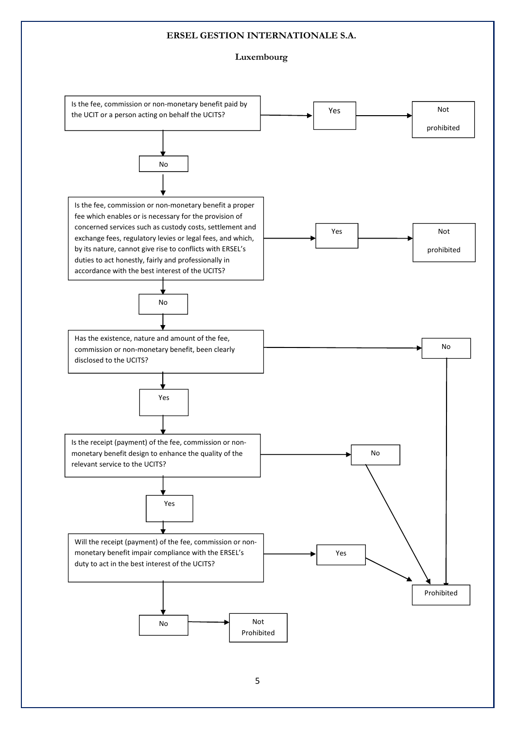**ERSEL GESTION INTERNATIONALE S.A.**

**Luxembourg**

Is the fee, commission or non-monetary benefit paid by the UCIT or a person acting on behalf the UCITS?

Yes

Not prohibited

No

Is the fee, commission or non-monetary benefit a proper fee which enables or is necessary for the provision of concerned services such as custody costs, settlement and exchange fees, regulatory levies or legal fees, and which, by its nature, cannot give rise to conflicts with ERSEL's duties to act honestly, fairly and professionally in accordance with the best interest of the UCITS?

Yes

Not prohibited

No

Has the existence, nature and amount of the fee, commission or non-monetary benefit, been clearly disclosed to the UCITS?

No

Yes

Is the receipt (payment) of the fee, commission or non-monetary benefit design to enhance the quality of the relevant service to the UCITS?

No

Yes

Will the receipt (payment) of the fee, commission or non-monetary benefit impair compliance with the ERSEL's duty to act in the best interest of the UCITS?

Yes

Prohibited

No

Not Prohibited